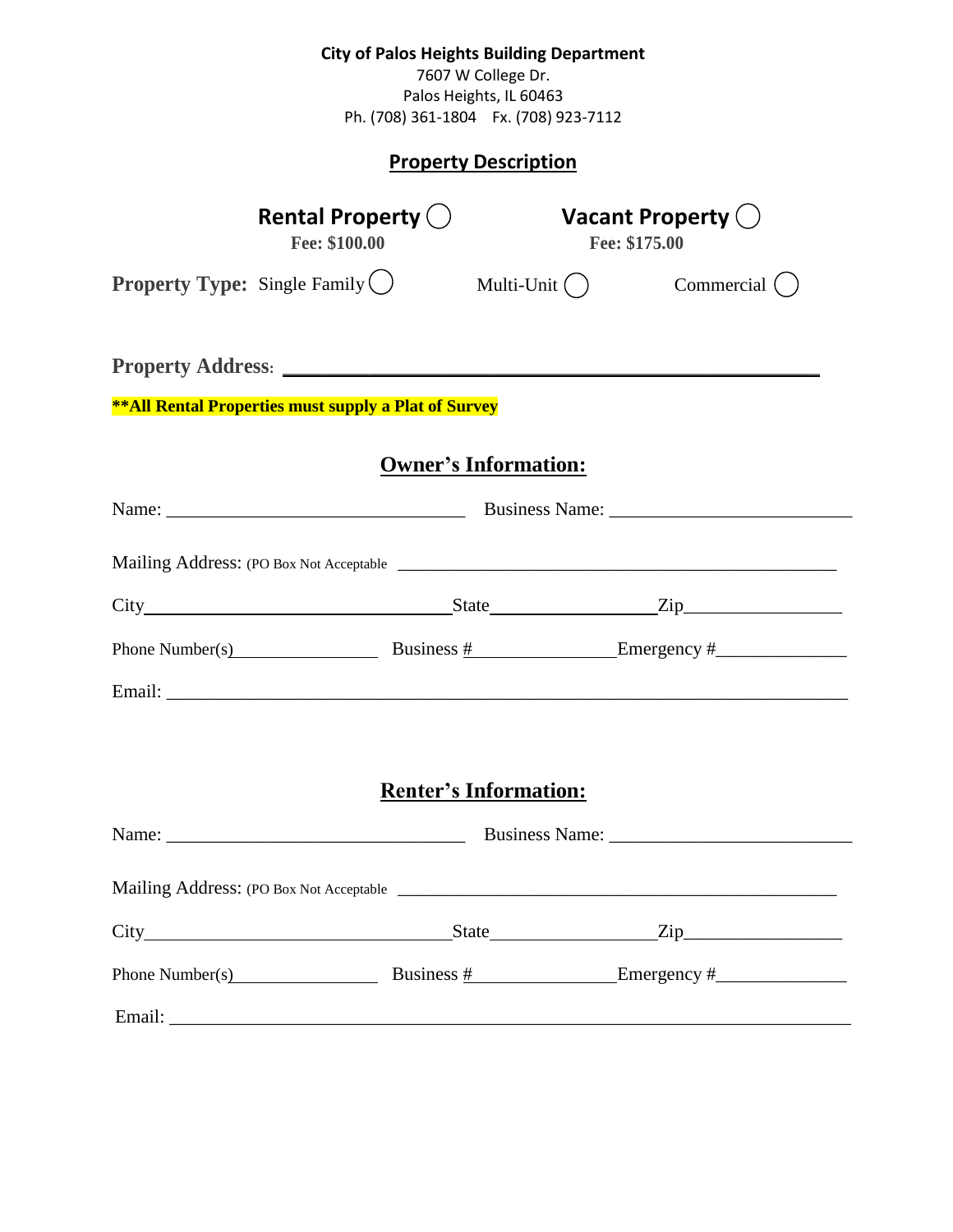**City of Palos Heights Building Department**
7607 W College Dr.
Palos Heights, IL 60463
Ph. (708) 361-1804 Fx. (708) 923-7112

## Property Description

**Rental Property** ◯ **Fee: $100.00**

**Vacant Property** ◯ **Fee: $175.00**

**Property Type:** Single Family ◯ Multi-Unit ◯ Commercial ◯

**Property Address:** ______________________________________________________

**\*\*All Rental Properties must supply a Plat of Survey**

## Owner's Information:

Name: ________________________________ Business Name: __________________________

Mailing Address: (PO Box Not Acceptable _______________________________________________

City________________________________State_________________Zip_________________

Phone Number(s)________________ Business #_______________Emergency #______________

Email: ______________________________________________________________________________

## Renter's Information:

Name: ________________________________ Business Name: __________________________

Mailing Address: (PO Box Not Acceptable _______________________________________________

City________________________________State_________________Zip_________________

Phone Number(s)________________ Business #_______________Emergency #______________

Email: ______________________________________________________________________________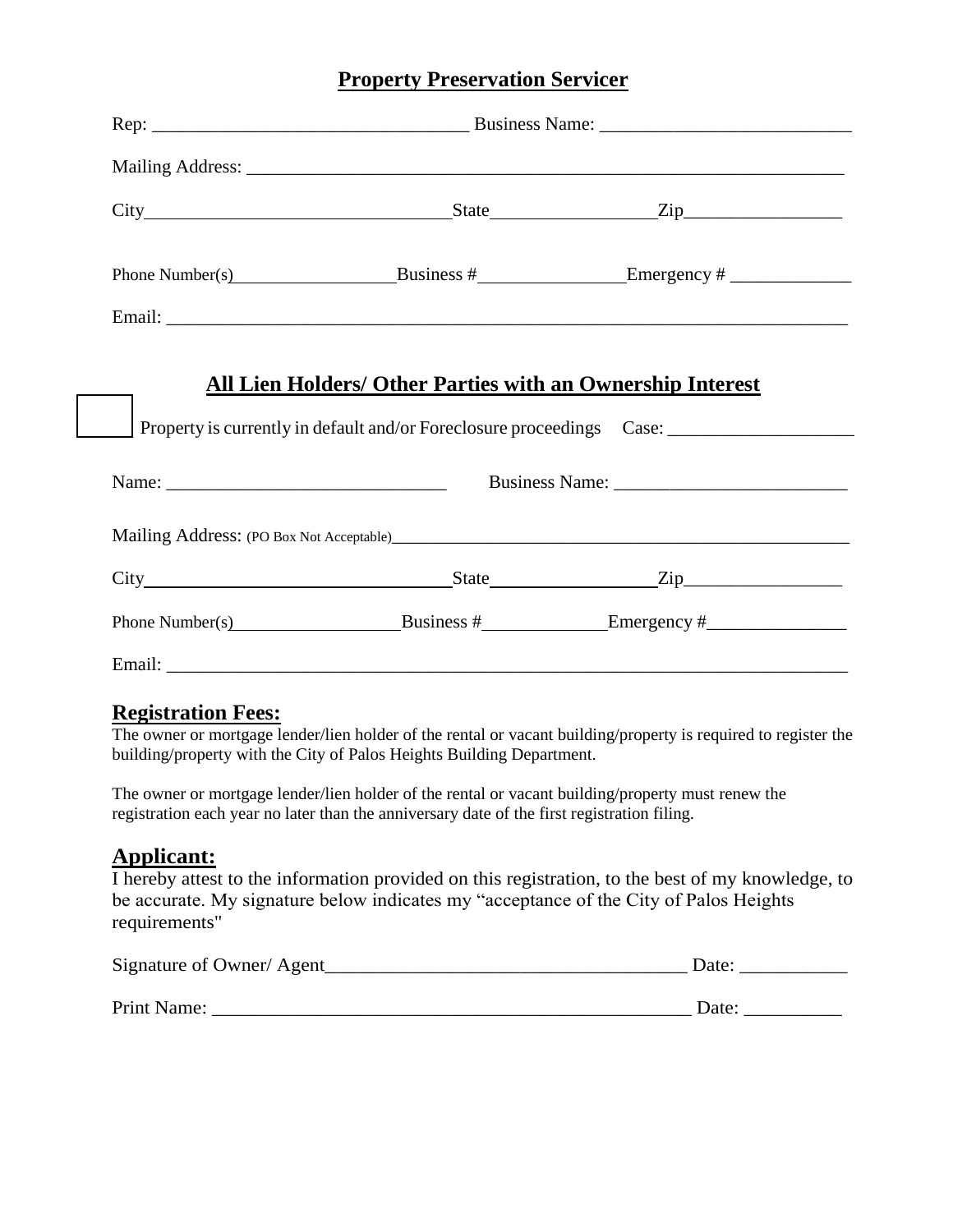## Property Preservation Servicer

Rep: ________________________________ Business Name: __________________________

Mailing Address: ______________________________________________________________

City______________________________ State________________ Zip________________

Phone Number(s)________________ Business #______________ Emergency # ____________

Email: _________________________________________________________________________

## All Lien Holders/ Other Parties with an Ownership Interest

☐ Property is currently in default and/or Foreclosure proceedings Case: ___________________

Name: _____________________________ Business Name: ________________________

Mailing Address: (PO Box Not Acceptable)__________________________________________________

City______________________________ State________________ Zip________________

Phone Number(s)________________ Business #____________ Emergency #______________

Email: _________________________________________________________________________

### Registration Fees:

The owner or mortgage lender/lien holder of the rental or vacant building/property is required to register the building/property with the City of Palos Heights Building Department.

The owner or mortgage lender/lien holder of the rental or vacant building/property must renew the registration each year no later than the anniversary date of the first registration filing.

### Applicant:

I hereby attest to the information provided on this registration, to the best of my knowledge, to be accurate. My signature below indicates my "acceptance of the City of Palos Heights requirements"

Signature of Owner/ Agent____________________________________ Date: ___________

Print Name: _________________________________________________ Date: __________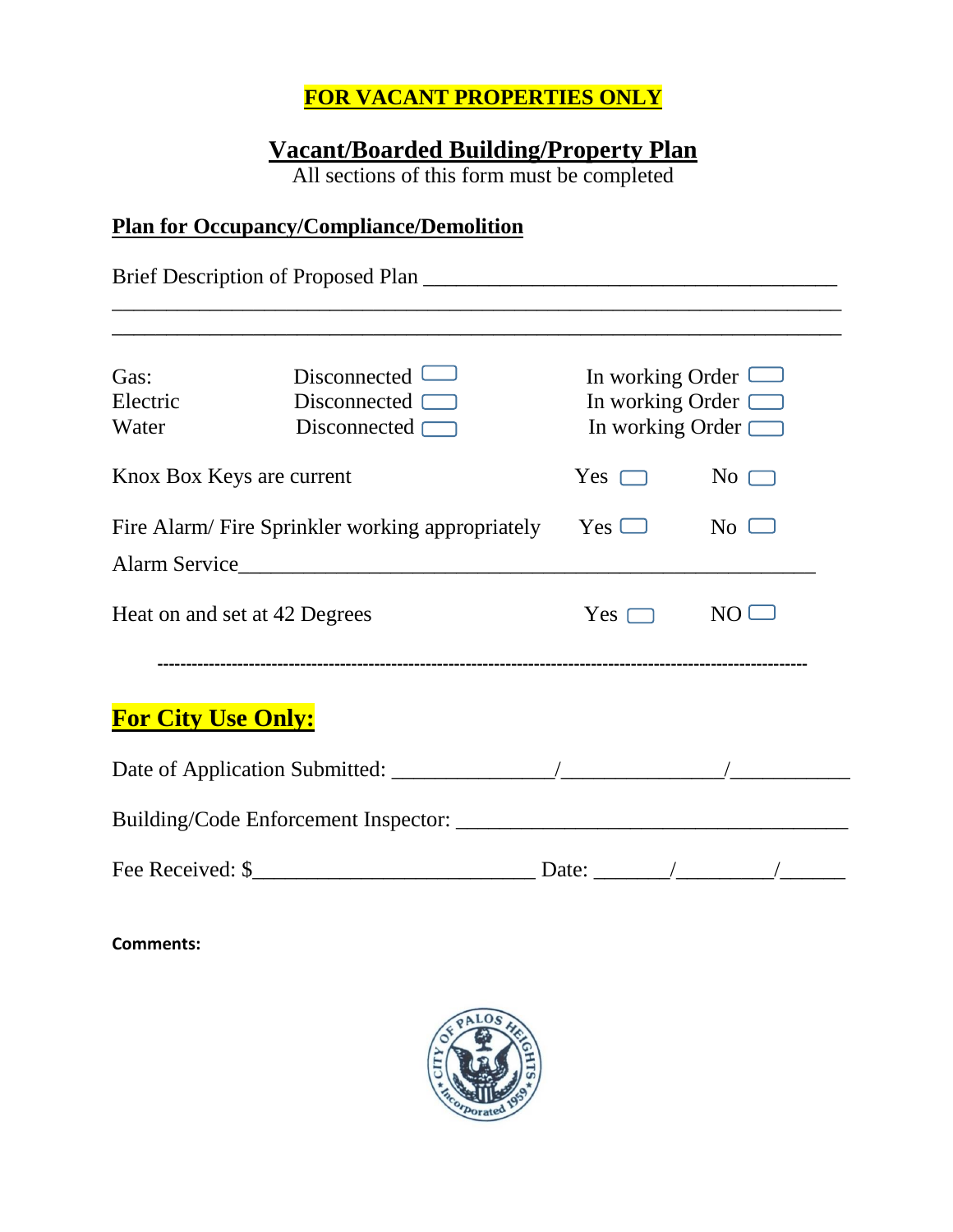**FOR VACANT PROPERTIES ONLY**

# Vacant/Boarded Building/Property Plan

All sections of this form must be completed

## Plan for Occupancy/Compliance/Demolition

Brief Description of Proposed Plan _______________________________________
_____________________________________________________________________
_____________________________________________________________________

| | | |
|---|---|---|
| Gas: | Disconnected ☐ | In working Order ☐ |
| Electric | Disconnected ☐ | In working Order ☐ |
| Water | Disconnected ☐ | In working Order ☐ |

Knox Box Keys are current  Yes ☐  No ☐

Fire Alarm/ Fire Sprinkler working appropriately  Yes ☐  No ☐

Alarm Service_______________________________________________________

Heat on and set at 42 Degrees  Yes ☐  NO ☐

------------------------------------------------------------------------------------------------------------

## For City Use Only:

Date of Application Submitted: _______________/_______________/___________

Building/Code Enforcement Inspector: _____________________________________

Fee Received: $__________________________ Date: _______/_________/______

**Comments:**